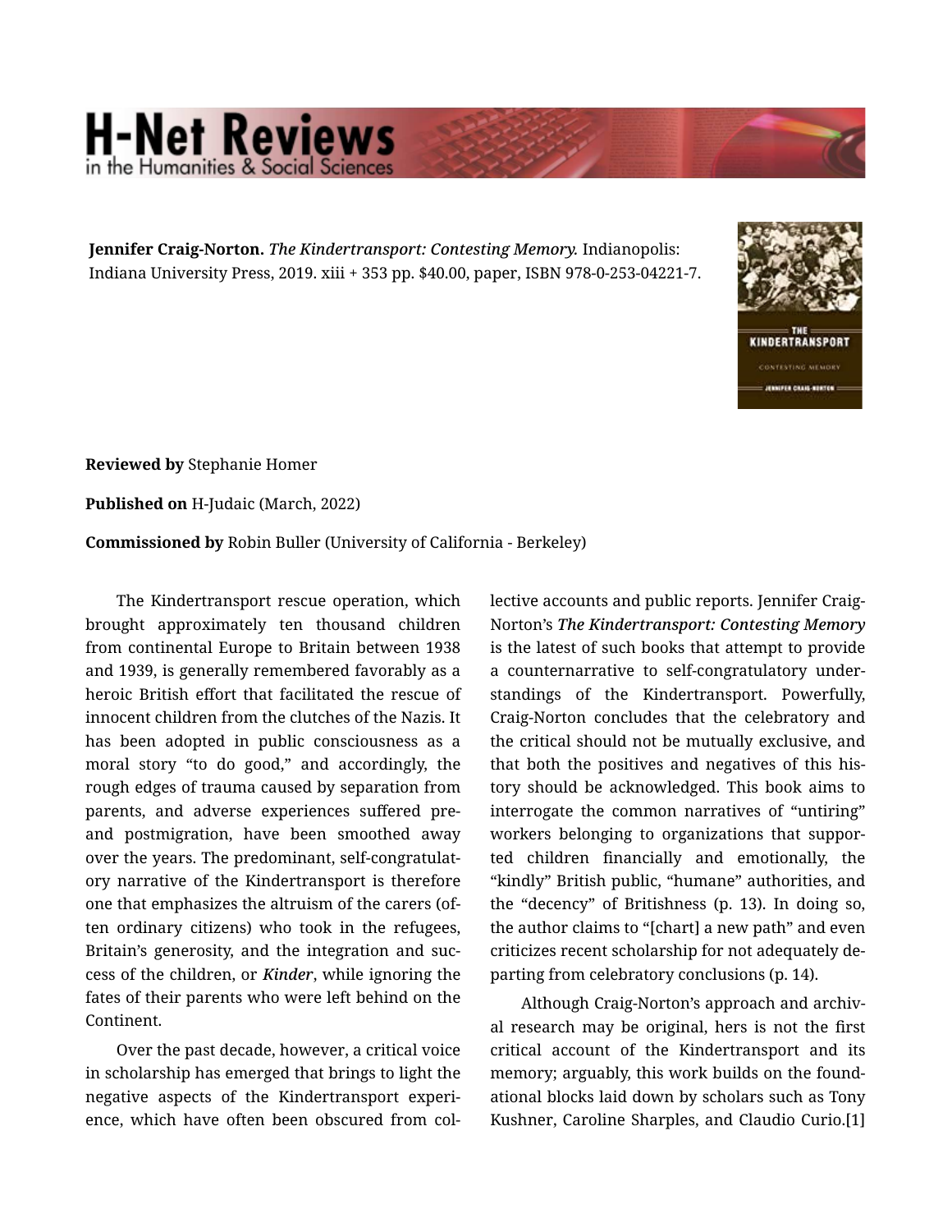**Jennifer Craig-Norton.** *The Kindertransport: Contesting Memory.* Indianapolis: Indiana University Press, 2019. xiii + 353 pp. $40.00, paper, ISBN 978-0-253-04221-7.

**Reviewed by** Stephanie Homer

**Published on** H-Judaic (March, 2022)

**Commissioned by** Robin Buller (University of California - Berkeley)

The Kindertransport rescue operation, which brought approximately ten thousand children from continental Europe to Britain between 1938 and 1939, is generally remembered favorably as a heroic British effort that facilitated the rescue of innocent children from the clutches of the Nazis. It has been adopted in public consciousness as a moral story "to do good," and accordingly, the rough edges of trauma caused by separation from parents, and adverse experiences suffered pre- and postmigration, have been smoothed away over the years. The predominant, self-congratulatory narrative of the Kindertransport is therefore one that emphasizes the altruism of the carers (often ordinary citizens) who took in the refugees, Britain's generosity, and the integration and success of the children, or ***Kinder***, while ignoring the fates of their parents who were left behind on the Continent.

Over the past decade, however, a critical voice in scholarship has emerged that brings to light the negative aspects of the Kindertransport experience, which have often been obscured from collective accounts and public reports. Jennifer Craig-Norton's ***The Kindertransport: Contesting Memory*** is the latest of such books that attempt to provide a counternarrative to self-congratulatory understandings of the Kindertransport. Powerfully, Craig-Norton concludes that the celebratory and the critical should not be mutually exclusive, and that both the positives and negatives of this history should be acknowledged. This book aims to interrogate the common narratives of "untiring" workers belonging to organizations that supported children financially and emotionally, the "kindly" British public, "humane" authorities, and the "decency" of Britishness (p. 13). In doing so, the author claims to "[chart] a new path" and even criticizes recent scholarship for not adequately departing from celebratory conclusions (p. 14).

Although Craig-Norton's approach and archival research may be original, hers is not the first critical account of the Kindertransport and its memory; arguably, this work builds on the foundational blocks laid down by scholars such as Tony Kushner, Caroline Sharples, and Claudio Curio.[1]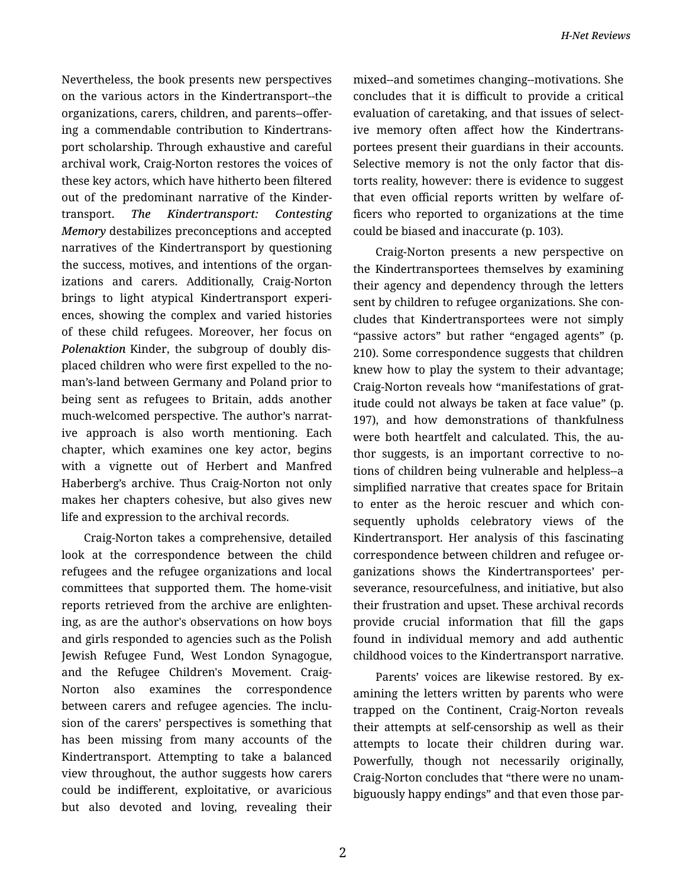Nevertheless, the book presents new perspectives on the various actors in the Kindertransport--the organizations, carers, children, and parents--offering a commendable contribution to Kindertransport scholarship. Through exhaustive and careful archival work, Craig-Norton restores the voices of these key actors, which have hitherto been filtered out of the predominant narrative of the Kindertransport. ***The Kindertransport: Contesting Memory*** destabilizes preconceptions and accepted narratives of the Kindertransport by questioning the success, motives, and intentions of the organizations and carers. Additionally, Craig-Norton brings to light atypical Kindertransport experiences, showing the complex and varied histories of these child refugees. Moreover, her focus on ***Polenaktion*** Kinder, the subgroup of doubly displaced children who were first expelled to the no-man's-land between Germany and Poland prior to being sent as refugees to Britain, adds another much-welcomed perspective. The author's narrative approach is also worth mentioning. Each chapter, which examines one key actor, begins with a vignette out of Herbert and Manfred Haberberg's archive. Thus Craig-Norton not only makes her chapters cohesive, but also gives new life and expression to the archival records.

Craig-Norton takes a comprehensive, detailed look at the correspondence between the child refugees and the refugee organizations and local committees that supported them. The home-visit reports retrieved from the archive are enlightening, as are the author's observations on how boys and girls responded to agencies such as the Polish Jewish Refugee Fund, West London Synagogue, and the Refugee Children's Movement. Craig-Norton also examines the correspondence between carers and refugee agencies. The inclusion of the carers' perspectives is something that has been missing from many accounts of the Kindertransport. Attempting to take a balanced view throughout, the author suggests how carers could be indifferent, exploitative, or avaricious but also devoted and loving, revealing their mixed--and sometimes changing--motivations. She concludes that it is difficult to provide a critical evaluation of caretaking, and that issues of selective memory often affect how the Kindertransportees present their guardians in their accounts. Selective memory is not the only factor that distorts reality, however: there is evidence to suggest that even official reports written by welfare officers who reported to organizations at the time could be biased and inaccurate (p. 103).

Craig-Norton presents a new perspective on the Kindertransportees themselves by examining their agency and dependency through the letters sent by children to refugee organizations. She concludes that Kindertransportees were not simply "passive actors" but rather "engaged agents" (p. 210). Some correspondence suggests that children knew how to play the system to their advantage; Craig-Norton reveals how "manifestations of gratitude could not always be taken at face value" (p. 197), and how demonstrations of thankfulness were both heartfelt and calculated. This, the author suggests, is an important corrective to notions of children being vulnerable and helpless--a simplified narrative that creates space for Britain to enter as the heroic rescuer and which consequently upholds celebratory views of the Kindertransport. Her analysis of this fascinating correspondence between children and refugee organizations shows the Kindertransportees' perseverance, resourcefulness, and initiative, but also their frustration and upset. These archival records provide crucial information that fill the gaps found in individual memory and add authentic childhood voices to the Kindertransport narrative.

Parents' voices are likewise restored. By examining the letters written by parents who were trapped on the Continent, Craig-Norton reveals their attempts at self-censorship as well as their attempts to locate their children during war. Powerfully, though not necessarily originally, Craig-Norton concludes that "there were no unambiguously happy endings" and that even those par-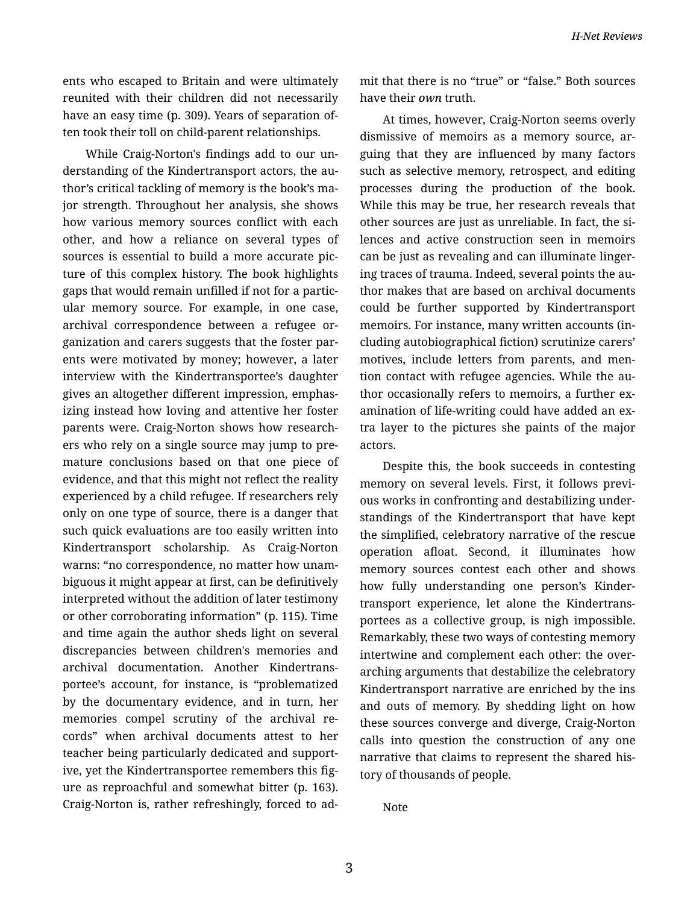ents who escaped to Britain and were ultimately reunited with their children did not necessarily have an easy time (p. 309). Years of separation often took their toll on child-parent relationships.

While Craig-Norton's findings add to our understanding of the Kindertransport actors, the author's critical tackling of memory is the book's major strength. Throughout her analysis, she shows how various memory sources conflict with each other, and how a reliance on several types of sources is essential to build a more accurate picture of this complex history. The book highlights gaps that would remain unfilled if not for a particular memory source. For example, in one case, archival correspondence between a refugee organization and carers suggests that the foster parents were motivated by money; however, a later interview with the Kindertransportee's daughter gives an altogether different impression, emphasizing instead how loving and attentive her foster parents were. Craig-Norton shows how researchers who rely on a single source may jump to premature conclusions based on that one piece of evidence, and that this might not reflect the reality experienced by a child refugee. If researchers rely only on one type of source, there is a danger that such quick evaluations are too easily written into Kindertransport scholarship. As Craig-Norton warns: "no correspondence, no matter how unambiguous it might appear at first, can be definitively interpreted without the addition of later testimony or other corroborating information" (p. 115). Time and time again the author sheds light on several discrepancies between children's memories and archival documentation. Another Kindertransportee's account, for instance, is "problematized by the documentary evidence, and in turn, her memories compel scrutiny of the archival records" when archival documents attest to her teacher being particularly dedicated and supportive, yet the Kindertransportee remembers this figure as reproachful and somewhat bitter (p. 163). Craig-Norton is, rather refreshingly, forced to admit that there is no "true" or "false." Both sources have their *own* truth.

At times, however, Craig-Norton seems overly dismissive of memoirs as a memory source, arguing that they are influenced by many factors such as selective memory, retrospect, and editing processes during the production of the book. While this may be true, her research reveals that other sources are just as unreliable. In fact, the silences and active construction seen in memoirs can be just as revealing and can illuminate lingering traces of trauma. Indeed, several points the author makes that are based on archival documents could be further supported by Kindertransport memoirs. For instance, many written accounts (including autobiographical fiction) scrutinize carers' motives, include letters from parents, and mention contact with refugee agencies. While the author occasionally refers to memoirs, a further examination of life-writing could have added an extra layer to the pictures she paints of the major actors.

Despite this, the book succeeds in contesting memory on several levels. First, it follows previous works in confronting and destabilizing understandings of the Kindertransport that have kept the simplified, celebratory narrative of the rescue operation afloat. Second, it illuminates how memory sources contest each other and shows how fully understanding one person's Kindertransport experience, let alone the Kindertransportees as a collective group, is nigh impossible. Remarkably, these two ways of contesting memory intertwine and complement each other: the overarching arguments that destabilize the celebratory Kindertransport narrative are enriched by the ins and outs of memory. By shedding light on how these sources converge and diverge, Craig-Norton calls into question the construction of any one narrative that claims to represent the shared history of thousands of people.

Note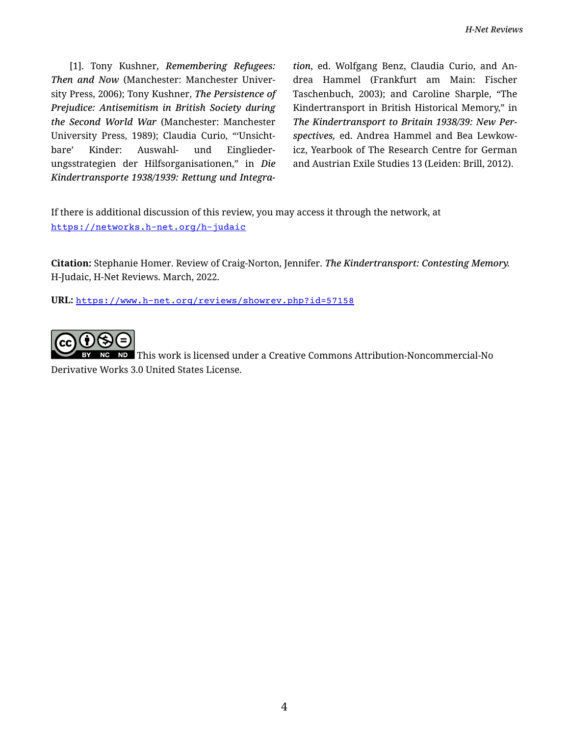[1]. Tony Kushner, ***Remembering Refugees: Then and Now*** (Manchester: Manchester University Press, 2006); Tony Kushner, ***The Persistence of Prejudice: Antisemitism in British Society during the Second World War*** (Manchester: Manchester University Press, 1989); Claudia Curio, "'Unsichtbare' Kinder: Auswahl- und Eingliederungsstrategien der Hilfsorganisationen," in ***Die Kindertransporte 1938/1939: Rettung und Integration***, ed. Wolfgang Benz, Claudia Curio, and Andrea Hammel (Frankfurt am Main: Fischer Taschenbuch, 2003); and Caroline Sharple, "The Kindertransport in British Historical Memory," in ***The Kindertransport to Britain 1938/39: New Perspectives***, ed. Andrea Hammel and Bea Lewkowicz, Yearbook of The Research Centre for German and Austrian Exile Studies 13 (Leiden: Brill, 2012).

If there is additional discussion of this review, you may access it through the network, at https://networks.h-net.org/h-judaic

**Citation:** Stephanie Homer. Review of Craig-Norton, Jennifer. *The Kindertransport: Contesting Memory.* H-Judaic, H-Net Reviews. March, 2022.

**URL:** https://www.h-net.org/reviews/showrev.php?id=57158

This work is licensed under a Creative Commons Attribution-Noncommercial-No Derivative Works 3.0 United States License.